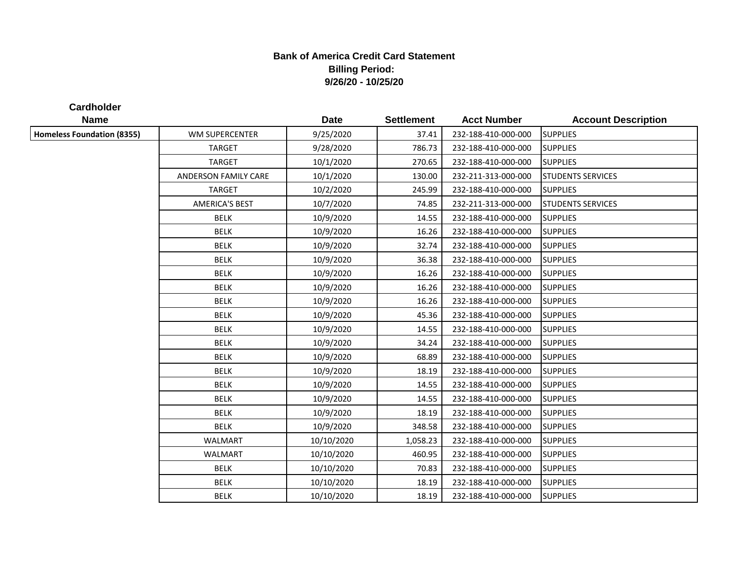**Bank of America Credit Card Statement**
**Billing Period:**
**9/26/20 - 10/25/20**

| Cardholder Name | | Date | Settlement | Acct Number | Account Description |
|---|---|---|---|---|---|
| **Homeless Foundation (8355)** | WM SUPERCENTER | 9/25/2020 | 37.41 | 232-188-410-000-000 | SUPPLIES |
| | TARGET | 9/28/2020 | 786.73 | 232-188-410-000-000 | SUPPLIES |
| | TARGET | 10/1/2020 | 270.65 | 232-188-410-000-000 | SUPPLIES |
| | ANDERSON FAMILY CARE | 10/1/2020 | 130.00 | 232-211-313-000-000 | STUDENTS SERVICES |
| | TARGET | 10/2/2020 | 245.99 | 232-188-410-000-000 | SUPPLIES |
| | AMERICA'S BEST | 10/7/2020 | 74.85 | 232-211-313-000-000 | STUDENTS SERVICES |
| | BELK | 10/9/2020 | 14.55 | 232-188-410-000-000 | SUPPLIES |
| | BELK | 10/9/2020 | 16.26 | 232-188-410-000-000 | SUPPLIES |
| | BELK | 10/9/2020 | 32.74 | 232-188-410-000-000 | SUPPLIES |
| | BELK | 10/9/2020 | 36.38 | 232-188-410-000-000 | SUPPLIES |
| | BELK | 10/9/2020 | 16.26 | 232-188-410-000-000 | SUPPLIES |
| | BELK | 10/9/2020 | 16.26 | 232-188-410-000-000 | SUPPLIES |
| | BELK | 10/9/2020 | 16.26 | 232-188-410-000-000 | SUPPLIES |
| | BELK | 10/9/2020 | 45.36 | 232-188-410-000-000 | SUPPLIES |
| | BELK | 10/9/2020 | 14.55 | 232-188-410-000-000 | SUPPLIES |
| | BELK | 10/9/2020 | 34.24 | 232-188-410-000-000 | SUPPLIES |
| | BELK | 10/9/2020 | 68.89 | 232-188-410-000-000 | SUPPLIES |
| | BELK | 10/9/2020 | 18.19 | 232-188-410-000-000 | SUPPLIES |
| | BELK | 10/9/2020 | 14.55 | 232-188-410-000-000 | SUPPLIES |
| | BELK | 10/9/2020 | 14.55 | 232-188-410-000-000 | SUPPLIES |
| | BELK | 10/9/2020 | 18.19 | 232-188-410-000-000 | SUPPLIES |
| | BELK | 10/9/2020 | 348.58 | 232-188-410-000-000 | SUPPLIES |
| | WALMART | 10/10/2020 | 1,058.23 | 232-188-410-000-000 | SUPPLIES |
| | WALMART | 10/10/2020 | 460.95 | 232-188-410-000-000 | SUPPLIES |
| | BELK | 10/10/2020 | 70.83 | 232-188-410-000-000 | SUPPLIES |
| | BELK | 10/10/2020 | 18.19 | 232-188-410-000-000 | SUPPLIES |
| | BELK | 10/10/2020 | 18.19 | 232-188-410-000-000 | SUPPLIES |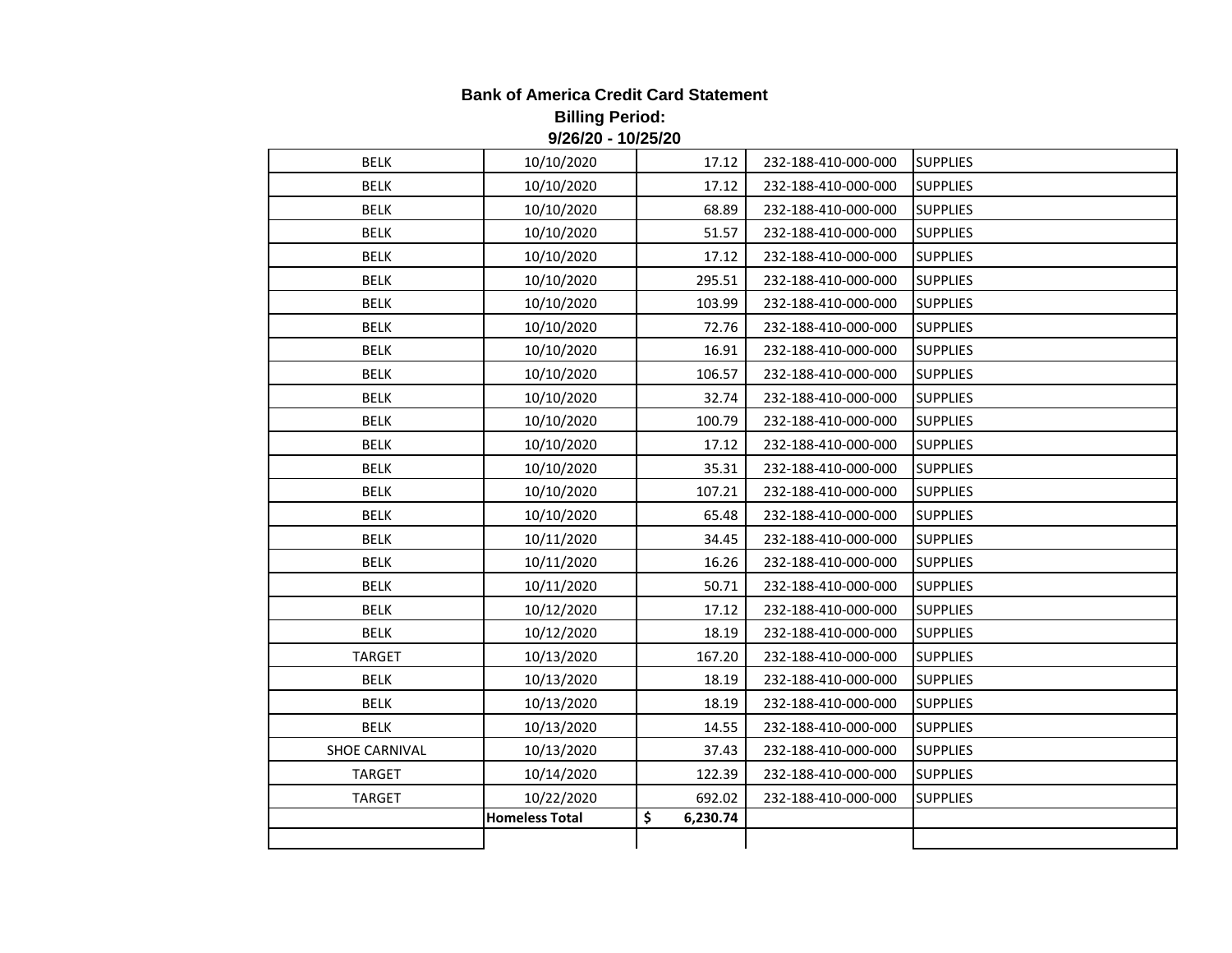**Bank of America Credit Card Statement**

**Billing Period:**

**9/26/20 - 10/25/20**

| | | | | |
|---|---|---|---|---|
| BELK | 10/10/2020 | 17.12 | 232-188-410-000-000 | SUPPLIES |
| BELK | 10/10/2020 | 17.12 | 232-188-410-000-000 | SUPPLIES |
| BELK | 10/10/2020 | 68.89 | 232-188-410-000-000 | SUPPLIES |
| BELK | 10/10/2020 | 51.57 | 232-188-410-000-000 | SUPPLIES |
| BELK | 10/10/2020 | 17.12 | 232-188-410-000-000 | SUPPLIES |
| BELK | 10/10/2020 | 295.51 | 232-188-410-000-000 | SUPPLIES |
| BELK | 10/10/2020 | 103.99 | 232-188-410-000-000 | SUPPLIES |
| BELK | 10/10/2020 | 72.76 | 232-188-410-000-000 | SUPPLIES |
| BELK | 10/10/2020 | 16.91 | 232-188-410-000-000 | SUPPLIES |
| BELK | 10/10/2020 | 106.57 | 232-188-410-000-000 | SUPPLIES |
| BELK | 10/10/2020 | 32.74 | 232-188-410-000-000 | SUPPLIES |
| BELK | 10/10/2020 | 100.79 | 232-188-410-000-000 | SUPPLIES |
| BELK | 10/10/2020 | 17.12 | 232-188-410-000-000 | SUPPLIES |
| BELK | 10/10/2020 | 35.31 | 232-188-410-000-000 | SUPPLIES |
| BELK | 10/10/2020 | 107.21 | 232-188-410-000-000 | SUPPLIES |
| BELK | 10/10/2020 | 65.48 | 232-188-410-000-000 | SUPPLIES |
| BELK | 10/11/2020 | 34.45 | 232-188-410-000-000 | SUPPLIES |
| BELK | 10/11/2020 | 16.26 | 232-188-410-000-000 | SUPPLIES |
| BELK | 10/11/2020 | 50.71 | 232-188-410-000-000 | SUPPLIES |
| BELK | 10/12/2020 | 17.12 | 232-188-410-000-000 | SUPPLIES |
| BELK | 10/12/2020 | 18.19 | 232-188-410-000-000 | SUPPLIES |
| TARGET | 10/13/2020 | 167.20 | 232-188-410-000-000 | SUPPLIES |
| BELK | 10/13/2020 | 18.19 | 232-188-410-000-000 | SUPPLIES |
| BELK | 10/13/2020 | 18.19 | 232-188-410-000-000 | SUPPLIES |
| BELK | 10/13/2020 | 14.55 | 232-188-410-000-000 | SUPPLIES |
| SHOE CARNIVAL | 10/13/2020 | 37.43 | 232-188-410-000-000 | SUPPLIES |
| TARGET | 10/14/2020 | 122.39 | 232-188-410-000-000 | SUPPLIES |
| TARGET | 10/22/2020 | 692.02 | 232-188-410-000-000 | SUPPLIES |
| | **Homeless Total** | **$ 6,230.74** | | |
| | | | | |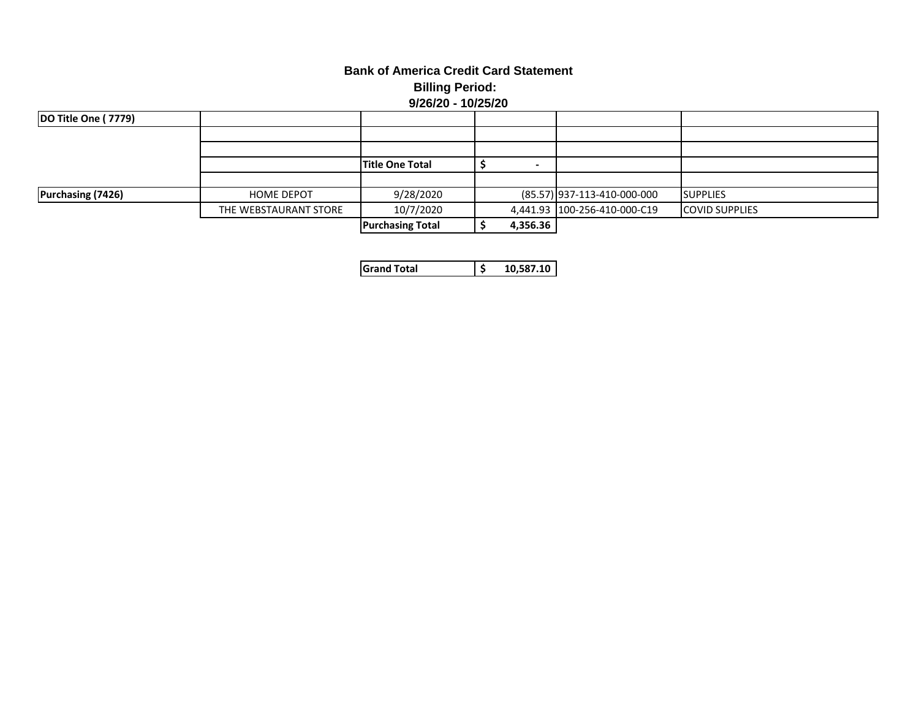**Bank of America Credit Card Statement**

**Billing Period:**

**9/26/20 - 10/25/20**

| | | | | | |
|---|---|---|---|---|---|
| **DO Title One ( 7779)** | | | | | |
| | | | | | |
| | | | | | |
| | | **Title One Total** | $ - | | |
| | | | | | |
| **Purchasing (7426)** | HOME DEPOT | 9/28/2020 | (85.57) | 937-113-410-000-000 | SUPPLIES |
| | THE WEBSTAURANT STORE | 10/7/2020 | 4,441.93 | 100-256-410-000-C19 | COVID SUPPLIES |
| | | **Purchasing Total** | **$ 4,356.36** | | |
| | | | | | |
| | | **Grand Total** | **$ 10,587.10** | | |